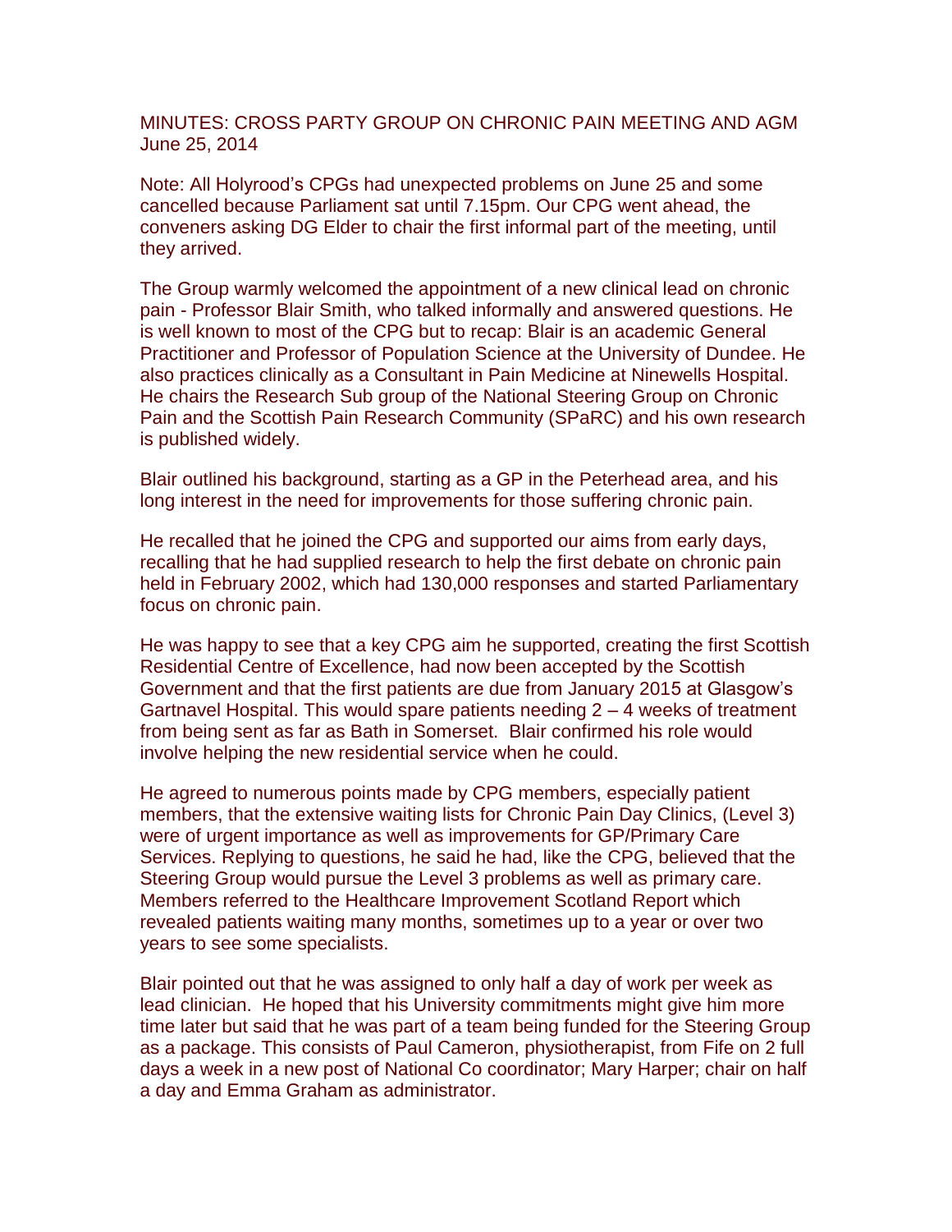MINUTES: CROSS PARTY GROUP ON CHRONIC PAIN MEETING AND AGM
June 25, 2014

Note: All Holyrood's CPGs had unexpected problems on June 25 and some cancelled because Parliament sat until 7.15pm. Our CPG went ahead, the conveners asking DG Elder to chair the first informal part of the meeting, until they arrived.

The Group warmly welcomed the appointment of a new clinical lead on chronic pain - Professor Blair Smith, who talked informally and answered questions. He is well known to most of the CPG but to recap: Blair is an academic General Practitioner and Professor of Population Science at the University of Dundee. He also practices clinically as a Consultant in Pain Medicine at Ninewells Hospital. He chairs the Research Sub group of the National Steering Group on Chronic Pain and the Scottish Pain Research Community (SPaRC) and his own research is published widely.

Blair outlined his background, starting as a GP in the Peterhead area, and his long interest in the need for improvements for those suffering chronic pain.

He recalled that he joined the CPG and supported our aims from early days, recalling that he had supplied research to help the first debate on chronic pain held in February 2002, which had 130,000 responses and started Parliamentary focus on chronic pain.

He was happy to see that a key CPG aim he supported, creating the first Scottish Residential Centre of Excellence, had now been accepted by the Scottish Government and that the first patients are due from January 2015 at Glasgow's Gartnavel Hospital. This would spare patients needing 2 – 4 weeks of treatment from being sent as far as Bath in Somerset. Blair confirmed his role would involve helping the new residential service when he could.

He agreed to numerous points made by CPG members, especially patient members, that the extensive waiting lists for Chronic Pain Day Clinics, (Level 3) were of urgent importance as well as improvements for GP/Primary Care Services. Replying to questions, he said he had, like the CPG, believed that the Steering Group would pursue the Level 3 problems as well as primary care. Members referred to the Healthcare Improvement Scotland Report which revealed patients waiting many months, sometimes up to a year or over two years to see some specialists.

Blair pointed out that he was assigned to only half a day of work per week as lead clinician. He hoped that his University commitments might give him more time later but said that he was part of a team being funded for the Steering Group as a package. This consists of Paul Cameron, physiotherapist, from Fife on 2 full days a week in a new post of National Co coordinator; Mary Harper; chair on half a day and Emma Graham as administrator.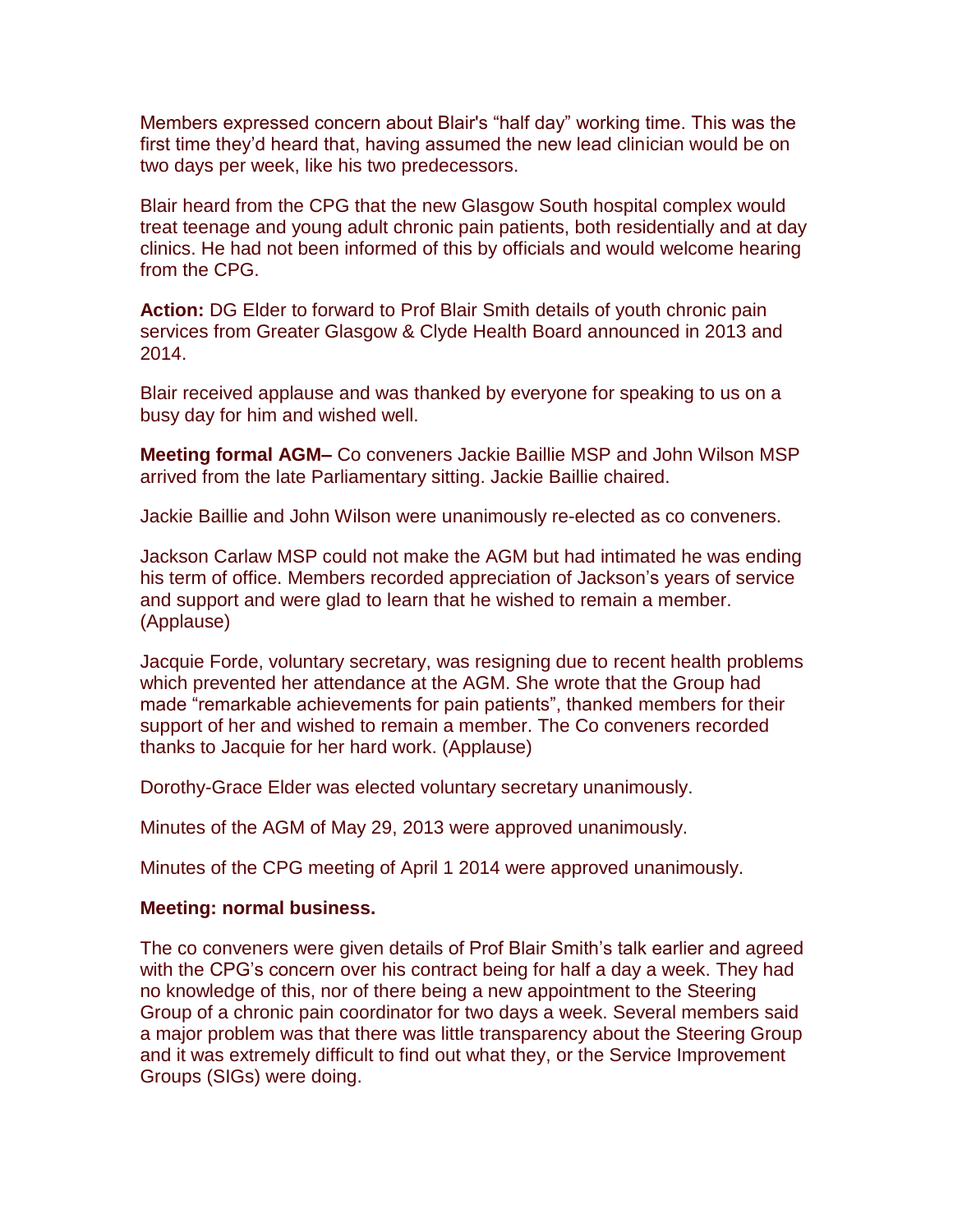Members expressed concern about Blair's “half day” working time. This was the first time they'd heard that, having assumed the new lead clinician would be on two days per week, like his two predecessors.

Blair heard from the CPG that the new Glasgow South hospital complex would treat teenage and young adult chronic pain patients, both residentially and at day clinics. He had not been informed of this by officials and would welcome hearing from the CPG.

**Action:** DG Elder to forward to Prof Blair Smith details of youth chronic pain services from Greater Glasgow & Clyde Health Board announced in 2013 and 2014.

Blair received applause and was thanked by everyone for speaking to us on a busy day for him and wished well.

**Meeting formal AGM–** Co conveners Jackie Baillie MSP and John Wilson MSP arrived from the late Parliamentary sitting. Jackie Baillie chaired.

Jackie Baillie and John Wilson were unanimously re-elected as co conveners.

Jackson Carlaw MSP could not make the AGM but had intimated he was ending his term of office. Members recorded appreciation of Jackson's years of service and support and were glad to learn that he wished to remain a member. (Applause)

Jacquie Forde, voluntary secretary, was resigning due to recent health problems which prevented her attendance at the AGM. She wrote that the Group had made “remarkable achievements for pain patients”, thanked members for their support of her and wished to remain a member. The Co conveners recorded thanks to Jacquie for her hard work. (Applause)

Dorothy-Grace Elder was elected voluntary secretary unanimously.

Minutes of the AGM of May 29, 2013 were approved unanimously.

Minutes of the CPG meeting of April 1 2014 were approved unanimously.

**Meeting: normal business.**

The co conveners were given details of Prof Blair Smith's talk earlier and agreed with the CPG's concern over his contract being for half a day a week. They had no knowledge of this, nor of there being a new appointment to the Steering Group of a chronic pain coordinator for two days a week. Several members said a major problem was that there was little transparency about the Steering Group and it was extremely difficult to find out what they, or the Service Improvement Groups (SIGs) were doing.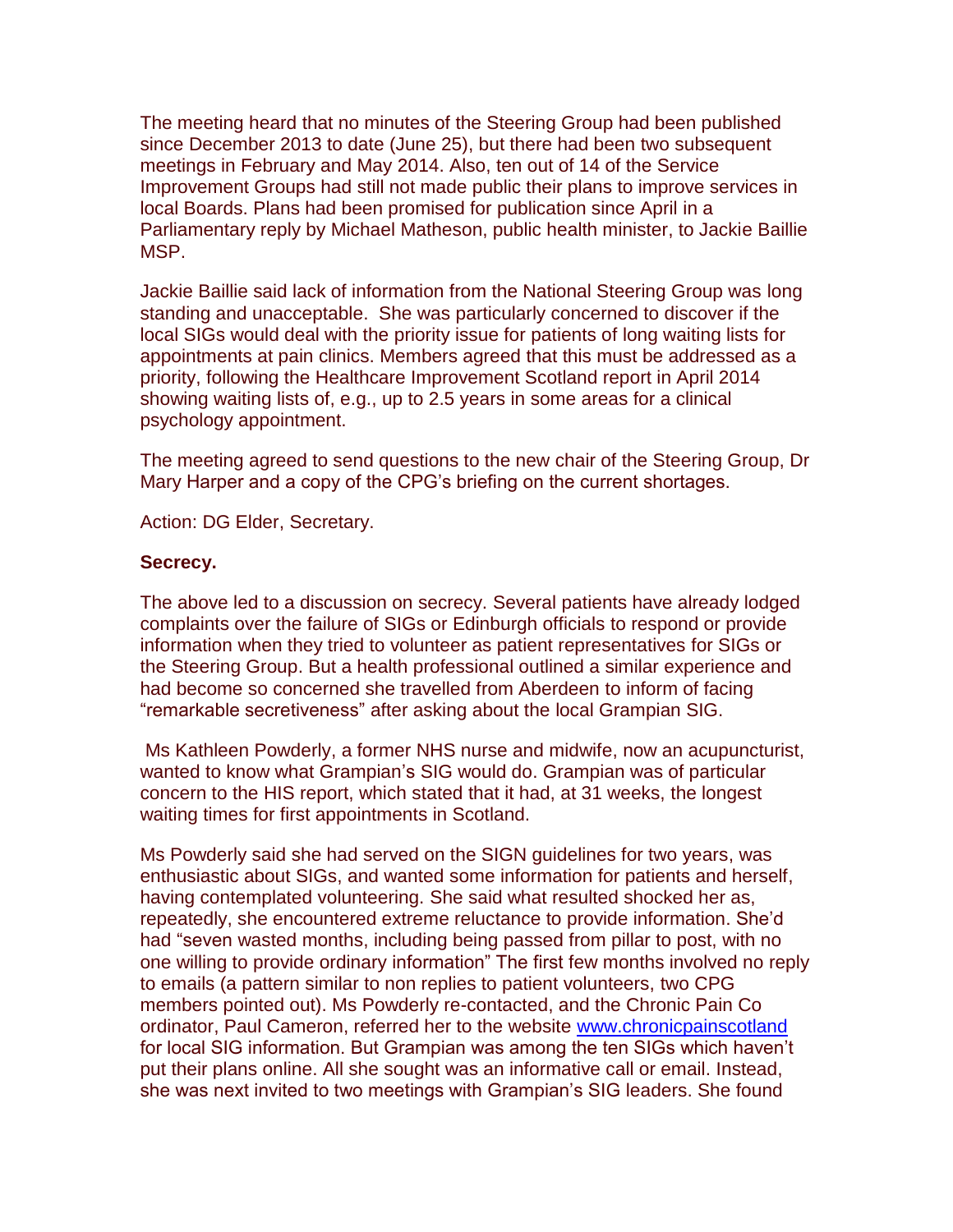The meeting heard that no minutes of the Steering Group had been published since December 2013 to date (June 25), but there had been two subsequent meetings in February and May 2014. Also, ten out of 14 of the Service Improvement Groups had still not made public their plans to improve services in local Boards. Plans had been promised for publication since April in a Parliamentary reply by Michael Matheson, public health minister, to Jackie Baillie MSP.

Jackie Baillie said lack of information from the National Steering Group was long standing and unacceptable. She was particularly concerned to discover if the local SIGs would deal with the priority issue for patients of long waiting lists for appointments at pain clinics. Members agreed that this must be addressed as a priority, following the Healthcare Improvement Scotland report in April 2014 showing waiting lists of, e.g., up to 2.5 years in some areas for a clinical psychology appointment.

The meeting agreed to send questions to the new chair of the Steering Group, Dr Mary Harper and a copy of the CPG's briefing on the current shortages.

Action: DG Elder, Secretary.

**Secrecy.**

The above led to a discussion on secrecy. Several patients have already lodged complaints over the failure of SIGs or Edinburgh officials to respond or provide information when they tried to volunteer as patient representatives for SIGs or the Steering Group. But a health professional outlined a similar experience and had become so concerned she travelled from Aberdeen to inform of facing "remarkable secretiveness" after asking about the local Grampian SIG.

Ms Kathleen Powderly, a former NHS nurse and midwife, now an acupuncturist, wanted to know what Grampian's SIG would do. Grampian was of particular concern to the HIS report, which stated that it had, at 31 weeks, the longest waiting times for first appointments in Scotland.

Ms Powderly said she had served on the SIGN guidelines for two years, was enthusiastic about SIGs, and wanted some information for patients and herself, having contemplated volunteering. She said what resulted shocked her as, repeatedly, she encountered extreme reluctance to provide information. She'd had "seven wasted months, including being passed from pillar to post, with no one willing to provide ordinary information" The first few months involved no reply to emails (a pattern similar to non replies to patient volunteers, two CPG members pointed out). Ms Powderly re-contacted, and the Chronic Pain Co ordinator, Paul Cameron, referred her to the website [www.chronicpainscotland](www.chronicpainscotland) for local SIG information. But Grampian was among the ten SIGs which haven't put their plans online. All she sought was an informative call or email. Instead, she was next invited to two meetings with Grampian's SIG leaders. She found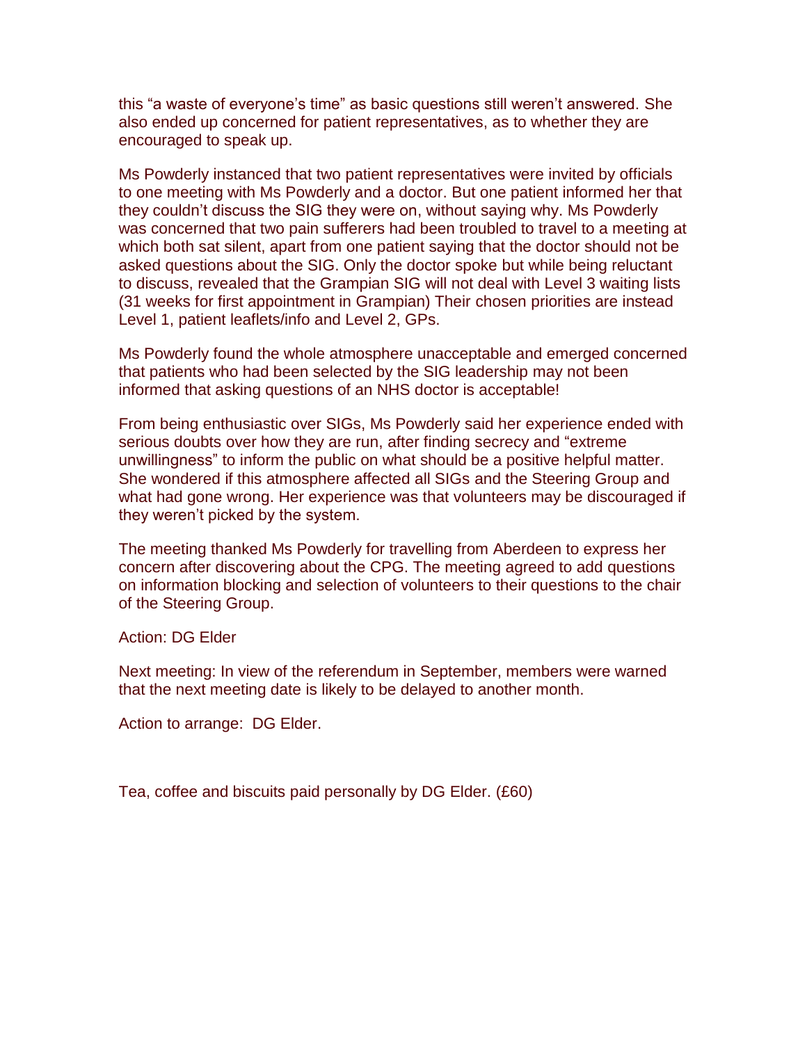this “a waste of everyone’s time” as basic questions still weren’t answered. She also ended up concerned for patient representatives, as to whether they are encouraged to speak up.

Ms Powderly instanced that two patient representatives were invited by officials to one meeting with Ms Powderly and a doctor. But one patient informed her that they couldn’t discuss the SIG they were on, without saying why. Ms Powderly was concerned that two pain sufferers had been troubled to travel to a meeting at which both sat silent, apart from one patient saying that the doctor should not be asked questions about the SIG. Only the doctor spoke but while being reluctant to discuss, revealed that the Grampian SIG will not deal with Level 3 waiting lists (31 weeks for first appointment in Grampian) Their chosen priorities are instead Level 1, patient leaflets/info and Level 2, GPs.

Ms Powderly found the whole atmosphere unacceptable and emerged concerned that patients who had been selected by the SIG leadership may not been informed that asking questions of an NHS doctor is acceptable!

From being enthusiastic over SIGs, Ms Powderly said her experience ended with serious doubts over how they are run, after finding secrecy and “extreme unwillingness” to inform the public on what should be a positive helpful matter. She wondered if this atmosphere affected all SIGs and the Steering Group and what had gone wrong. Her experience was that volunteers may be discouraged if they weren’t picked by the system.

The meeting thanked Ms Powderly for travelling from Aberdeen to express her concern after discovering about the CPG. The meeting agreed to add questions on information blocking and selection of volunteers to their questions to the chair of the Steering Group.

Action: DG Elder

Next meeting: In view of the referendum in September, members were warned that the next meeting date is likely to be delayed to another month.

Action to arrange: DG Elder.

Tea, coffee and biscuits paid personally by DG Elder. (£60)